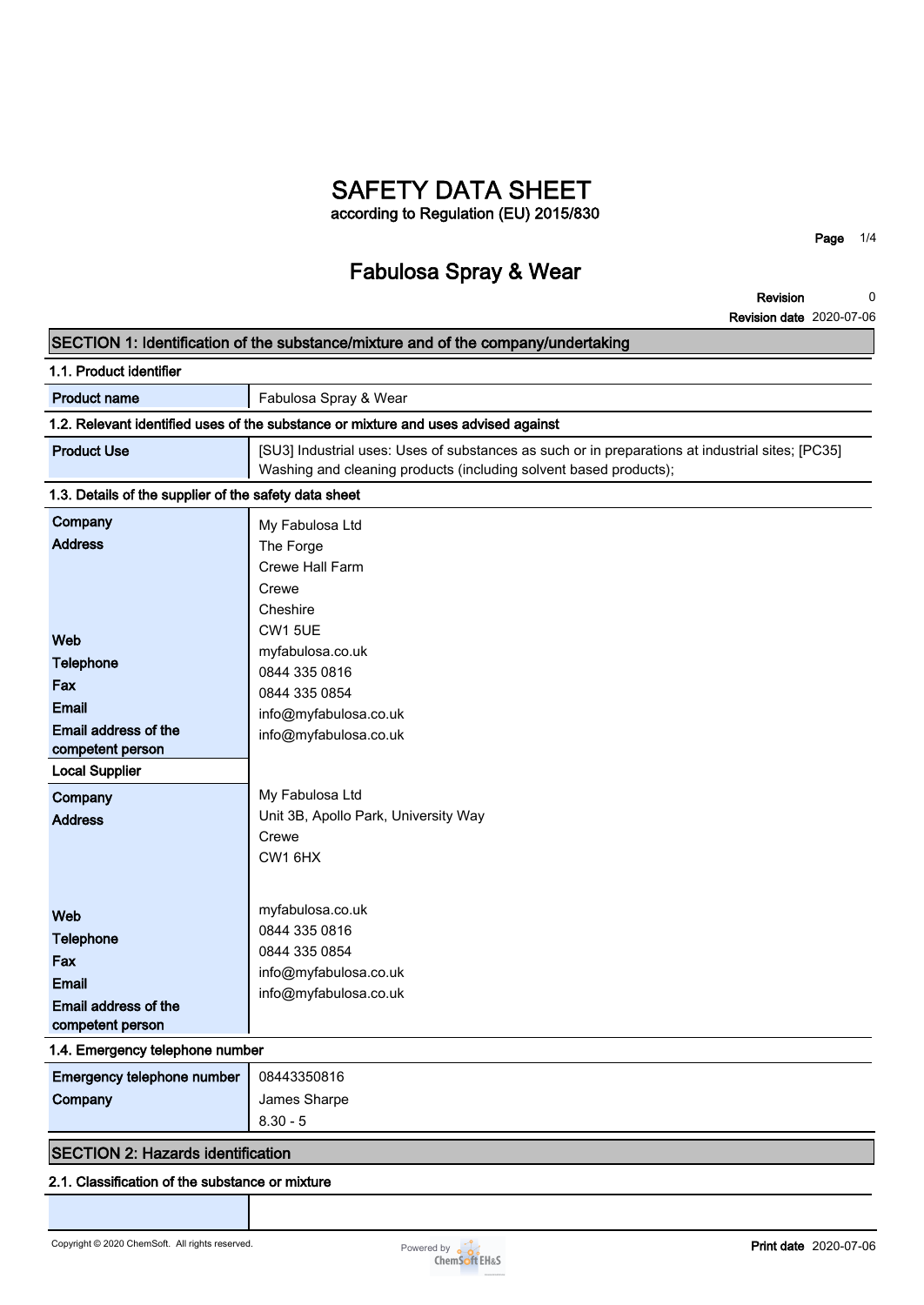# SAFETY DATA SHEET

according to Regulation (EU) 2015/830

## Fabulosa Spray & Wear

**Revision** 0

**Revision date** 2020-07-06

## SECTION 1: Identification of the substance/mixture and of the company/undertaking

### 1.1. Product identifier

| | |
|---|---|
| **Product name** | Fabulosa Spray & Wear |

### 1.2. Relevant identified uses of the substance or mixture and uses advised against

| | |
|---|---|
| **Product Use** | [SU3] Industrial uses: Uses of substances as such or in preparations at industrial sites; [PC35] Washing and cleaning products (including solvent based products); |

### 1.3. Details of the supplier of the safety data sheet

| | |
|---|---|
| **Company** | My Fabulosa Ltd |
| **Address** | The Forge<br>Crewe Hall Farm<br>Crewe<br>Cheshire<br>CW1 5UE |
| **Web** | myfabulosa.co.uk |
| **Telephone** | 0844 335 0816 |
| **Fax** | 0844 335 0854 |
| **Email** | info@myfabulosa.co.uk |
| **Email address of the competent person** | info@myfabulosa.co.uk |
| **Local Supplier** | |
| **Company** | My Fabulosa Ltd |
| **Address** | Unit 3B, Apollo Park, University Way<br>Crewe<br>CW1 6HX |
| **Web** | myfabulosa.co.uk |
| **Telephone** | 0844 335 0816 |
| **Fax** | 0844 335 0854 |
| **Email** | info@myfabulosa.co.uk |
| **Email address of the competent person** | info@myfabulosa.co.uk |

### 1.4. Emergency telephone number

| | |
|---|---|
| **Emergency telephone number** | 08443350816 |
| **Company** | James Sharpe<br>8.30 - 5 |

## SECTION 2: Hazards identification

### 2.1. Classification of the substance or mixture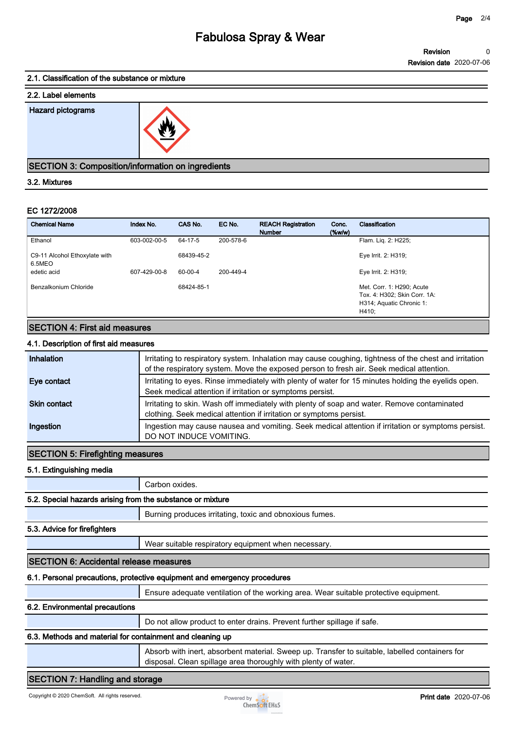#### 2.1. Classification of the substance or mixture

#### 2.2. Label elements

| Hazard pictograms | |
|---|---|

## SECTION 3: Composition/information on ingredients

### 3.2. Mixtures

**EC 1272/2008**

| Chemical Name | Index No. | CAS No. | EC No. | REACH Registration Number | Conc. (%w/w) | Classification |
|---|---|---|---|---|---|---|
| Ethanol | 603-002-00-5 | 64-17-5 | 200-578-6 | | | Flam. Liq. 2: H225; |
| C9-11 Alcohol Ethoxylate with 6.5MEO | | 68439-45-2 | | | | Eye Irrit. 2: H319; |
| edetic acid | 607-429-00-8 | 60-00-4 | 200-449-4 | | | Eye Irrit. 2: H319; |
| Benzalkonium Chloride | | 68424-85-1 | | | | Met. Corr. 1: H290; Acute Tox. 4: H302; Skin Corr. 1A: H314; Aquatic Chronic 1: H410; |

## SECTION 4: First aid measures

### 4.1. Description of first aid measures

| | |
|---|---|
| **Inhalation** | Irritating to respiratory system. Inhalation may cause coughing, tightness of the chest and irritation of the respiratory system. Move the exposed person to fresh air. Seek medical attention. |
| **Eye contact** | Irritating to eyes. Rinse immediately with plenty of water for 15 minutes holding the eyelids open. Seek medical attention if irritation or symptoms persist. |
| **Skin contact** | Irritating to skin. Wash off immediately with plenty of soap and water. Remove contaminated clothing. Seek medical attention if irritation or symptoms persist. |
| **Ingestion** | Ingestion may cause nausea and vomiting. Seek medical attention if irritation or symptoms persist. DO NOT INDUCE VOMITING. |

## SECTION 5: Firefighting measures

### 5.1. Extinguishing media

Carbon oxides.

### 5.2. Special hazards arising from the substance or mixture

Burning produces irritating, toxic and obnoxious fumes.

### 5.3. Advice for firefighters

Wear suitable respiratory equipment when necessary.

## SECTION 6: Accidental release measures

### 6.1. Personal precautions, protective equipment and emergency procedures

Ensure adequate ventilation of the working area. Wear suitable protective equipment.

### 6.2. Environmental precautions

Do not allow product to enter drains. Prevent further spillage if safe.

### 6.3. Methods and material for containment and cleaning up

Absorb with inert, absorbent material. Sweep up. Transfer to suitable, labelled containers for disposal. Clean spillage area thoroughly with plenty of water.

## SECTION 7: Handling and storage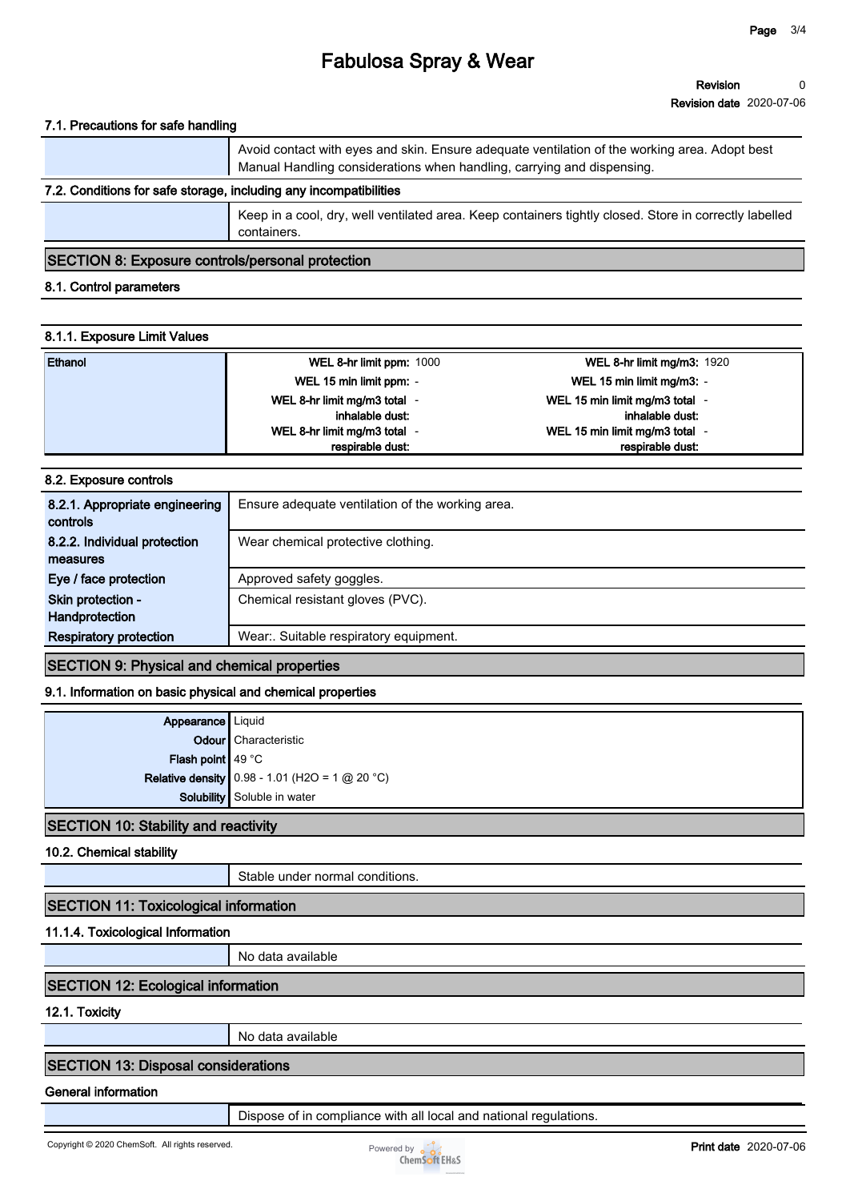# Fabulosa Spray & Wear

**Revision** 0
**Revision date** 2020-07-06

### 7.1. Precautions for safe handling

| | |
|---|---|
| | Avoid contact with eyes and skin. Ensure adequate ventilation of the working area. Adopt best Manual Handling considerations when handling, carrying and dispensing. |

### 7.2. Conditions for safe storage, including any incompatibilities

| | |
|---|---|
| | Keep in a cool, dry, well ventilated area. Keep containers tightly closed. Store in correctly labelled containers. |

## SECTION 8: Exposure controls/personal protection

### 8.1. Control parameters

### 8.1.1. Exposure Limit Values

| | | | | |
|---|---|---|---|---|
| Ethanol | **WEL 8-hr limit ppm:** | 1000 | **WEL 8-hr limit mg/m3:** | 1920 |
| | **WEL 15 min limit ppm:** | - | **WEL 15 min limit mg/m3:** | - |
| | **WEL 8-hr limit mg/m3 total inhalable dust:** | - | **WEL 15 min limit mg/m3 total inhalable dust:** | - |
| | **WEL 8-hr limit mg/m3 total respirable dust:** | - | **WEL 15 min limit mg/m3 total respirable dust:** | - |

### 8.2. Exposure controls

| | |
|---|---|
| **8.2.1. Appropriate engineering controls** | Ensure adequate ventilation of the working area. |
| **8.2.2. Individual protection measures** | Wear chemical protective clothing. |
| **Eye / face protection** | Approved safety goggles. |
| **Skin protection - Handprotection** | Chemical resistant gloves (PVC). |
| **Respiratory protection** | Wear:. Suitable respiratory equipment. |

## SECTION 9: Physical and chemical properties

### 9.1. Information on basic physical and chemical properties

| | |
|---|---|
| **Appearance** | Liquid |
| **Odour** | Characteristic |
| **Flash point** | 49 °C |
| **Relative density** | 0.98 - 1.01 ($H_2O$ = 1 @ 20 °C) |
| **Solubility** | Soluble in water |

## SECTION 10: Stability and reactivity

### 10.2. Chemical stability

| | |
|---|---|
| | Stable under normal conditions. |

## SECTION 11: Toxicological information

### 11.1.4. Toxicological Information

| | |
|---|---|
| | No data available |

## SECTION 12: Ecological information

### 12.1. Toxicity

| | |
|---|---|
| | No data available |

## SECTION 13: Disposal considerations

### General information

| | |
|---|---|
| | Dispose of in compliance with all local and national regulations. |

Copyright © 2020 ChemSoft. All rights reserved. Powered by ChemSoft EH&S **Print date** 2020-07-06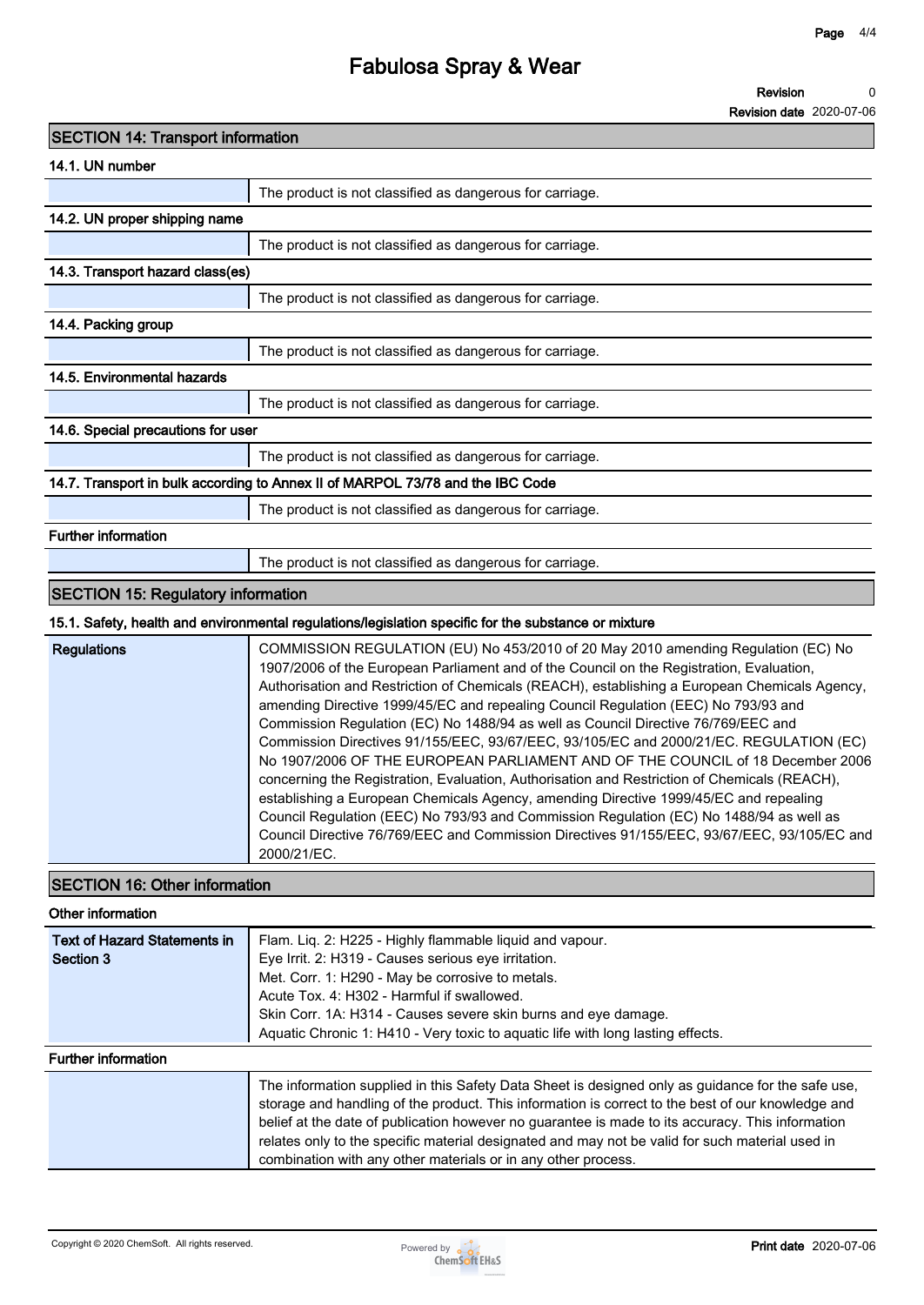# Fabulosa Spray & Wear

**Revision** 0
**Revision date** 2020-07-06

## SECTION 14: Transport information

### 14.1. UN number

| | |
|---|---|
| | The product is not classified as dangerous for carriage. |

### 14.2. UN proper shipping name

| | |
|---|---|
| | The product is not classified as dangerous for carriage. |

### 14.3. Transport hazard class(es)

| | |
|---|---|
| | The product is not classified as dangerous for carriage. |

### 14.4. Packing group

| | |
|---|---|
| | The product is not classified as dangerous for carriage. |

### 14.5. Environmental hazards

| | |
|---|---|
| | The product is not classified as dangerous for carriage. |

### 14.6. Special precautions for user

| | |
|---|---|
| | The product is not classified as dangerous for carriage. |

### 14.7. Transport in bulk according to Annex II of MARPOL 73/78 and the IBC Code

| | |
|---|---|
| | The product is not classified as dangerous for carriage. |

### Further information

| | |
|---|---|
| | The product is not classified as dangerous for carriage. |

## SECTION 15: Regulatory information

### 15.1. Safety, health and environmental regulations/legislation specific for the substance or mixture

| | |
|---|---|
| **Regulations** | COMMISSION REGULATION (EU) No 453/2010 of 20 May 2010 amending Regulation (EC) No 1907/2006 of the European Parliament and of the Council on the Registration, Evaluation, Authorisation and Restriction of Chemicals (REACH), establishing a European Chemicals Agency, amending Directive 1999/45/EC and repealing Council Regulation (EEC) No 793/93 and Commission Regulation (EC) No 1488/94 as well as Council Directive 76/769/EEC and Commission Directives 91/155/EEC, 93/67/EEC, 93/105/EC and 2000/21/EC. REGULATION (EC) No 1907/2006 OF THE EUROPEAN PARLIAMENT AND OF THE COUNCIL of 18 December 2006 concerning the Registration, Evaluation, Authorisation and Restriction of Chemicals (REACH), establishing a European Chemicals Agency, amending Directive 1999/45/EC and repealing Council Regulation (EEC) No 793/93 and Commission Regulation (EC) No 1488/94 as well as Council Directive 76/769/EEC and Commission Directives 91/155/EEC, 93/67/EEC, 93/105/EC and 2000/21/EC. |

## SECTION 16: Other information

### Other information

| | |
|---|---|
| **Text of Hazard Statements in Section 3** | Flam. Liq. 2: H225 - Highly flammable liquid and vapour.<br>Eye Irrit. 2: H319 - Causes serious eye irritation.<br>Met. Corr. 1: H290 - May be corrosive to metals.<br>Acute Tox. 4: H302 - Harmful if swallowed.<br>Skin Corr. 1A: H314 - Causes severe skin burns and eye damage.<br>Aquatic Chronic 1: H410 - Very toxic to aquatic life with long lasting effects. |

### Further information

| | |
|---|---|
| | The information supplied in this Safety Data Sheet is designed only as guidance for the safe use, storage and handling of the product. This information is correct to the best of our knowledge and belief at the date of publication however no guarantee is made to its accuracy. This information relates only to the specific material designated and may not be valid for such material used in combination with any other materials or in any other process. |